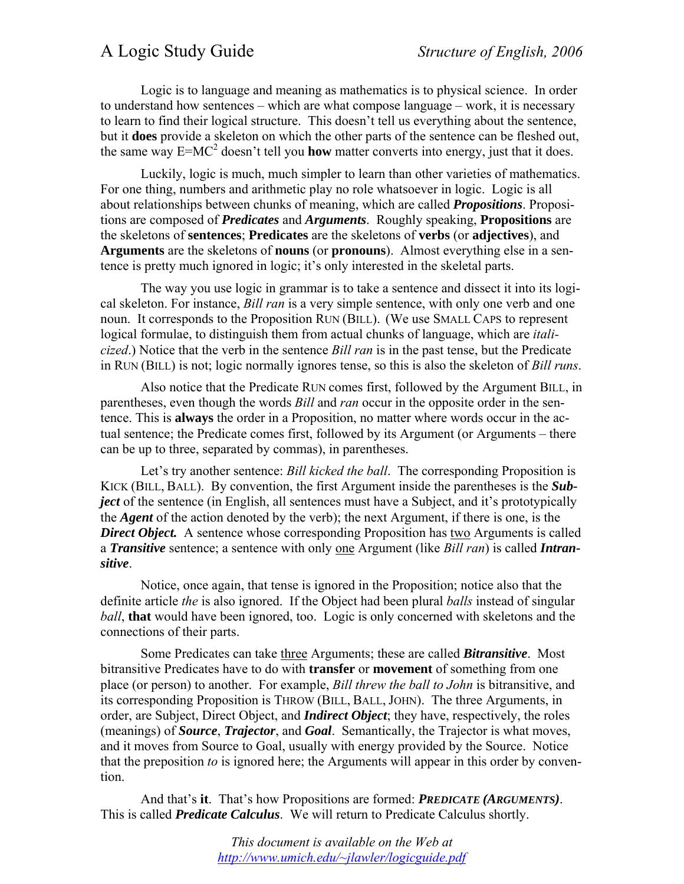# A Logic Study Guide

*Structure of English, 2006*

Logic is to language and meaning as mathematics is to physical science. In order to understand how sentences – which are what compose language – work, it is necessary to learn to find their logical structure. This doesn't tell us everything about the sentence, but it **does** provide a skeleton on which the other parts of the sentence can be fleshed out, the same way $E=MC^2$ doesn't tell you **how** matter converts into energy, just that it does.

Luckily, logic is much, much simpler to learn than other varieties of mathematics. For one thing, numbers and arithmetic play no role whatsoever in logic. Logic is all about relationships between chunks of meaning, which are called ***Propositions***. Propositions are composed of ***Predicates*** and ***Arguments***. Roughly speaking, **Propositions** are the skeletons of **sentences**; **Predicates** are the skeletons of **verbs** (or **adjectives**), and **Arguments** are the skeletons of **nouns** (or **pronouns**). Almost everything else in a sentence is pretty much ignored in logic; it's only interested in the skeletal parts.

The way you use logic in grammar is to take a sentence and dissect it into its logical skeleton. For instance, *Bill ran* is a very simple sentence, with only one verb and one noun. It corresponds to the Proposition RUN (BILL). (We use SMALL CAPS to represent logical formulae, to distinguish them from actual chunks of language, which are *italicized*.) Notice that the verb in the sentence *Bill ran* is in the past tense, but the Predicate in RUN (BILL) is not; logic normally ignores tense, so this is also the skeleton of *Bill runs*.

Also notice that the Predicate RUN comes first, followed by the Argument BILL, in parentheses, even though the words *Bill* and *ran* occur in the opposite order in the sentence. This is **always** the order in a Proposition, no matter where words occur in the actual sentence; the Predicate comes first, followed by its Argument (or Arguments – there can be up to three, separated by commas), in parentheses.

Let's try another sentence: *Bill kicked the ball*. The corresponding Proposition is KICK (BILL, BALL). By convention, the first Argument inside the parentheses is the ***Subject*** of the sentence (in English, all sentences must have a Subject, and it's prototypically the ***Agent*** of the action denoted by the verb); the next Argument, if there is one, is the ***Direct Object.*** A sentence whose corresponding Proposition has two Arguments is called a ***Transitive*** sentence; a sentence with only one Argument (like *Bill ran*) is called ***Intransitive***.

Notice, once again, that tense is ignored in the Proposition; notice also that the definite article *the* is also ignored. If the Object had been plural *balls* instead of singular *ball*, **that** would have been ignored, too. Logic is only concerned with skeletons and the connections of their parts.

Some Predicates can take three Arguments; these are called ***Bitransitive***. Most bitransitive Predicates have to do with **transfer** or **movement** of something from one place (or person) to another. For example, *Bill threw the ball to John* is bitransitive, and its corresponding Proposition is THROW (BILL, BALL, JOHN). The three Arguments, in order, are Subject, Direct Object, and ***Indirect Object***; they have, respectively, the roles (meanings) of ***Source***, ***Trajector***, and ***Goal***. Semantically, the Trajector is what moves, and it moves from Source to Goal, usually with energy provided by the Source. Notice that the preposition *to* is ignored here; the Arguments will appear in this order by convention.

And that's **it**. That's how Propositions are formed: ***PREDICATE (ARGUMENTS)***. This is called ***Predicate Calculus***. We will return to Predicate Calculus shortly.

*This document is available on the Web at http://www.umich.edu/~jlawler/logicguide.pdf*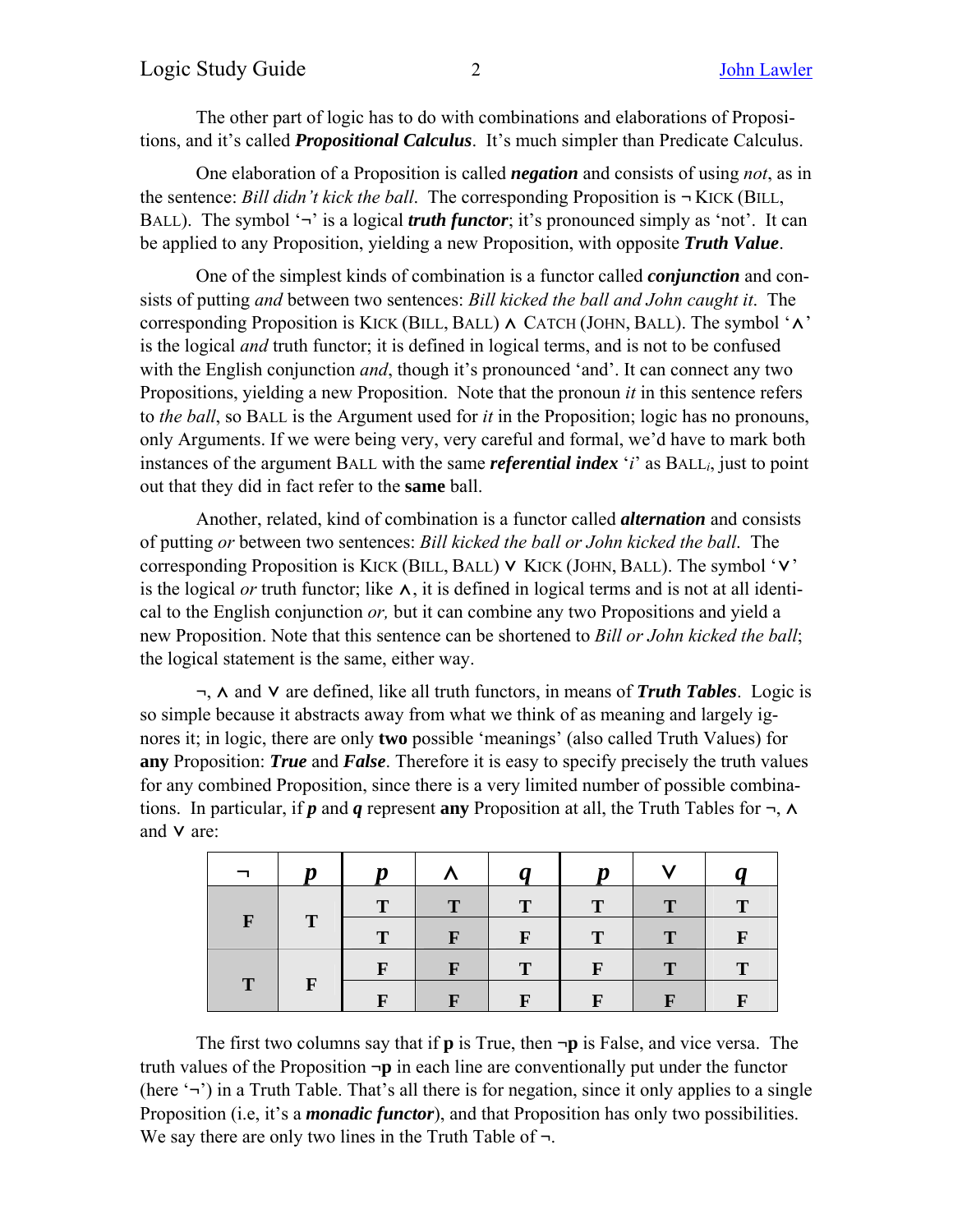The other part of logic has to do with combinations and elaborations of Propositions, and it's called ***Propositional Calculus***. It's much simpler than Predicate Calculus.

One elaboration of a Proposition is called ***negation*** and consists of using *not*, as in the sentence: *Bill didn't kick the ball*. The corresponding Proposition is ¬ KICK (BILL, BALL). The symbol '¬' is a logical ***truth functor***; it's pronounced simply as 'not'. It can be applied to any Proposition, yielding a new Proposition, with opposite ***Truth Value***.

One of the simplest kinds of combination is a functor called ***conjunction*** and consists of putting *and* between two sentences: *Bill kicked the ball and John caught it*. The corresponding Proposition is KICK (BILL, BALL) ∧ CATCH (JOHN, BALL). The symbol '∧' is the logical *and* truth functor; it is defined in logical terms, and is not to be confused with the English conjunction *and*, though it's pronounced 'and'. It can connect any two Propositions, yielding a new Proposition. Note that the pronoun *it* in this sentence refers to *the ball*, so BALL is the Argument used for *it* in the Proposition; logic has no pronouns, only Arguments. If we were being very, very careful and formal, we'd have to mark both instances of the argument BALL with the same ***referential index*** '$i$' as $\text{BALL}_i$, just to point out that they did in fact refer to the **same** ball.

Another, related, kind of combination is a functor called ***alternation*** and consists of putting *or* between two sentences: *Bill kicked the ball or John kicked the ball*. The corresponding Proposition is KICK (BILL, BALL) ∨ KICK (JOHN, BALL). The symbol '∨' is the logical *or* truth functor; like ∧, it is defined in logical terms and is not at all identical to the English conjunction *or,* but it can combine any two Propositions and yield a new Proposition. Note that this sentence can be shortened to *Bill or John kicked the ball*; the logical statement is the same, either way.

¬, ∧ and ∨ are defined, like all truth functors, in means of ***Truth Tables***. Logic is so simple because it abstracts away from what we think of as meaning and largely ignores it; in logic, there are only **two** possible 'meanings' (also called Truth Values) for **any** Proposition: ***True*** and ***False***. Therefore it is easy to specify precisely the truth values for any combined Proposition, since there is a very limited number of possible combinations. In particular, if ***p*** and ***q*** represent **any** Proposition at all, the Truth Tables for ¬, ∧ and ∨ are:

| ¬ | *p* | *p* | ∧ | *q* | *p* | ∨ | *q* |
|---|---|---|---|---|---|---|---|
| **F** | **T** | **T** | **T** | **T** | **T** | **T** | **T** |
| | | **T** | **F** | **F** | **T** | **T** | **F** |
| **T** | **F** | **F** | **F** | **T** | **F** | **T** | **T** |
| | | **F** | **F** | **F** | **F** | **F** | **F** |

The first two columns say that if **p** is True, then **¬p** is False, and vice versa. The truth values of the Proposition **¬p** in each line are conventionally put under the functor (here '¬') in a Truth Table. That's all there is for negation, since it only applies to a single Proposition (i.e, it's a ***monadic functor***), and that Proposition has only two possibilities. We say there are only two lines in the Truth Table of ¬.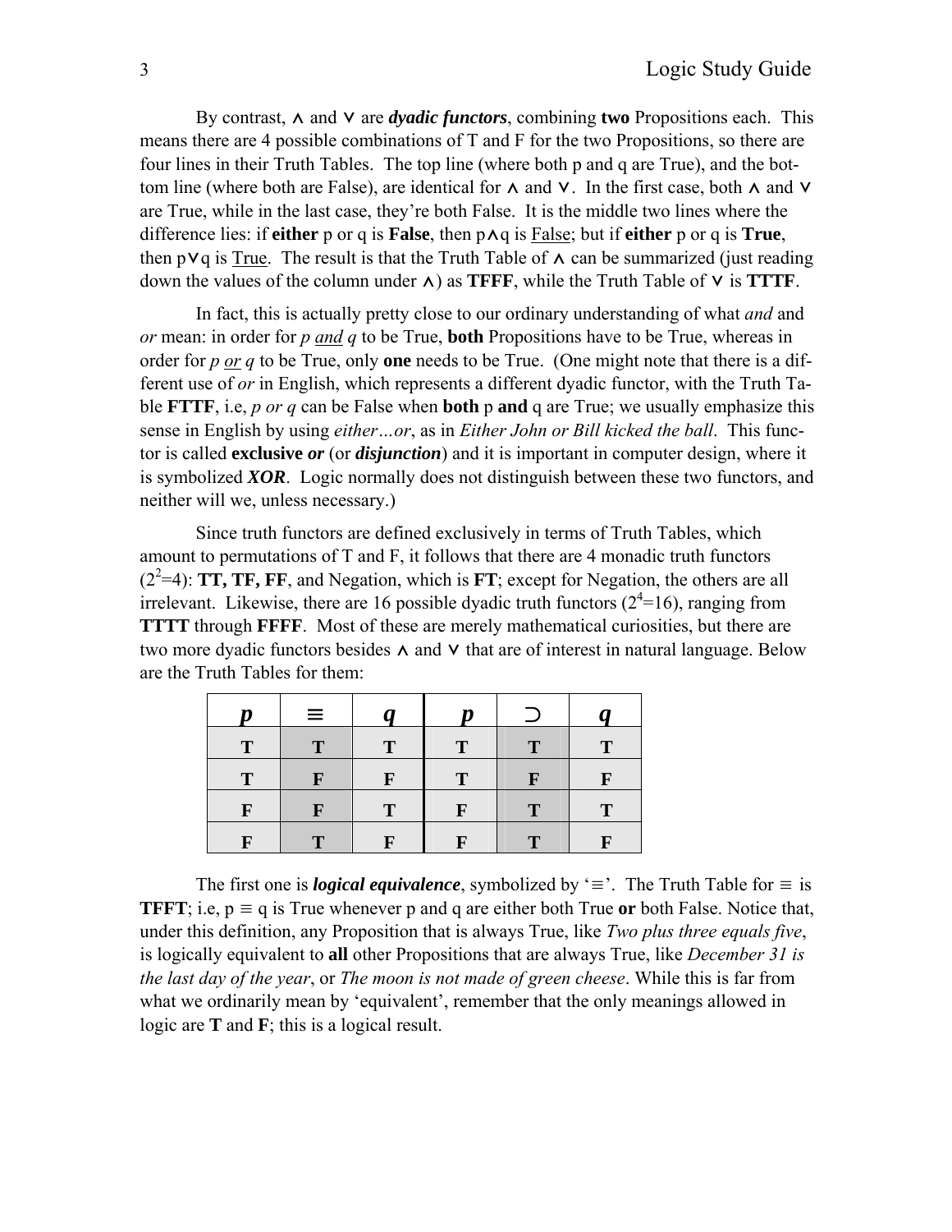By contrast, ∧ and ∨ are ***dyadic functors***, combining **two** Propositions each. This means there are 4 possible combinations of T and F for the two Propositions, so there are four lines in their Truth Tables. The top line (where both p and q are True), and the bottom line (where both are False), are identical for ∧ and ∨. In the first case, both ∧ and ∨ are True, while in the last case, they're both False. It is the middle two lines where the difference lies: if **either** p or q is **False**, then p∧q is <u>False</u>; but if **either** p or q is **True**, then p∨q is <u>True</u>. The result is that the Truth Table of ∧ can be summarized (just reading down the values of the column under ∧) as **TFFF**, while the Truth Table of ∨ is **TTTF**.

In fact, this is actually pretty close to our ordinary understanding of what *and* and *or* mean: in order for *p <u>and</u> q* to be True, **both** Propositions have to be True, whereas in order for *p <u>or</u> q* to be True, only **one** needs to be True. (One might note that there is a different use of *or* in English, which represents a different dyadic functor, with the Truth Table **FTTF**, i.e, *p or q* can be False when **both** p **and** q are True; we usually emphasize this sense in English by using *either…or*, as in *Either John or Bill kicked the ball*. This functor is called **exclusive *or*** (or ***disjunction***) and it is important in computer design, where it is symbolized ***XOR***. Logic normally does not distinguish between these two functors, and neither will we, unless necessary.)

Since truth functors are defined exclusively in terms of Truth Tables, which amount to permutations of T and F, it follows that there are 4 monadic truth functors ($2^2=4$): **TT, TF, FF**, and Negation, which is **FT**; except for Negation, the others are all irrelevant. Likewise, there are 16 possible dyadic truth functors ($2^4=16$), ranging from **TTTT** through **FFFF**. Most of these are merely mathematical curiosities, but there are two more dyadic functors besides ∧ and ∨ that are of interest in natural language. Below are the Truth Tables for them:

| *p* | ≡ | *q* | *p* | ⊃ | *q* |
|---|---|---|---|---|---|
| **T** | **T** | **T** | **T** | **T** | **T** |
| **T** | **F** | **F** | **T** | **F** | **F** |
| **F** | **F** | **T** | **F** | **T** | **T** |
| **F** | **T** | **F** | **F** | **T** | **F** |

The first one is ***logical equivalence***, symbolized by '≡'. The Truth Table for ≡ is **TFFT**; i.e, p ≡ q is True whenever p and q are either both True **or** both False. Notice that, under this definition, any Proposition that is always True, like *Two plus three equals five*, is logically equivalent to **all** other Propositions that are always True, like *December 31 is the last day of the year*, or *The moon is not made of green cheese*. While this is far from what we ordinarily mean by 'equivalent', remember that the only meanings allowed in logic are **T** and **F**; this is a logical result.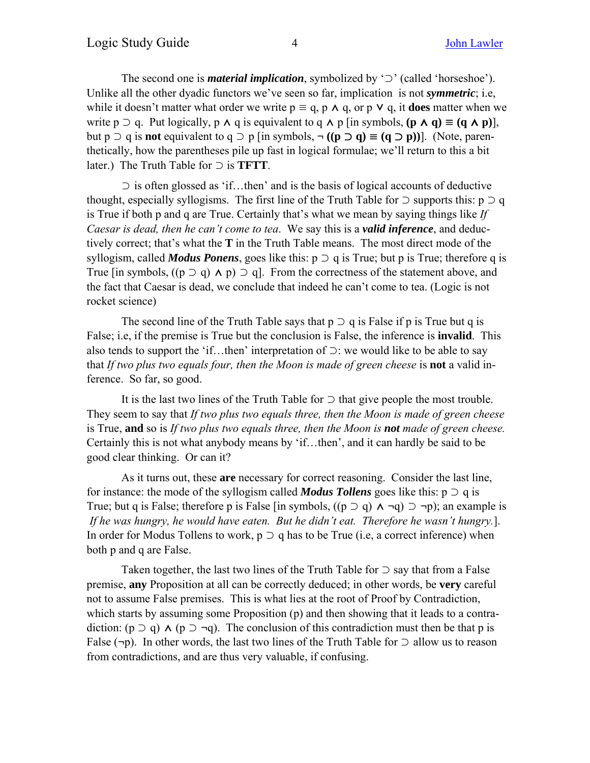The second one is ***material implication***, symbolized by '⊃' (called 'horseshoe'). Unlike all the other dyadic functors we've seen so far, implication is not ***symmetric***; i.e, while it doesn't matter what order we write p ≡ q, p ∧ q, or p ∨ q, it **does** matter when we write p ⊃ q. Put logically, p ∧ q is equivalent to q ∧ p [in symbols, **(p ∧ q) ≡ (q ∧ p)**], but p ⊃ q is **not** equivalent to q ⊃ p [in symbols, **¬ ((p ⊃ q) ≡ (q ⊃ p))**]. (Note, parenthetically, how the parentheses pile up fast in logical formulae; we'll return to this a bit later.) The Truth Table for ⊃ is **TFTT**.

⊃ is often glossed as 'if…then' and is the basis of logical accounts of deductive thought, especially syllogisms. The first line of the Truth Table for ⊃ supports this: p ⊃ q is True if both p and q are True. Certainly that's what we mean by saying things like *If Caesar is dead, then he can't come to tea*. We say this is a ***valid inference***, and deductively correct; that's what the **T** in the Truth Table means. The most direct mode of the syllogism, called ***Modus Ponens***, goes like this: p ⊃ q is True; but p is True; therefore q is True [in symbols, ((p ⊃ q) ∧ p) ⊃ q]. From the correctness of the statement above, and the fact that Caesar is dead, we conclude that indeed he can't come to tea. (Logic is not rocket science)

The second line of the Truth Table says that p ⊃ q is False if p is True but q is False; i.e, if the premise is True but the conclusion is False, the inference is **invalid**. This also tends to support the 'if…then' interpretation of ⊃: we would like to be able to say that *If two plus two equals four, then the Moon is made of green cheese* is **not** a valid inference. So far, so good.

It is the last two lines of the Truth Table for ⊃ that give people the most trouble. They seem to say that *If two plus two equals three, then the Moon is made of green cheese* is True, **and** so is *If two plus two equals three, then the Moon is **not** made of green cheese.* Certainly this is not what anybody means by 'if…then', and it can hardly be said to be good clear thinking. Or can it?

As it turns out, these **are** necessary for correct reasoning. Consider the last line, for instance: the mode of the syllogism called ***Modus Tollens*** goes like this: p ⊃ q is True; but q is False; therefore p is False [in symbols, ((p ⊃ q) ∧ ¬q) ⊃ ¬p); an example is *If he was hungry, he would have eaten. But he didn't eat. Therefore he wasn't hungry.*]. In order for Modus Tollens to work, p ⊃ q has to be True (i.e, a correct inference) when both p and q are False.

Taken together, the last two lines of the Truth Table for ⊃ say that from a False premise, **any** Proposition at all can be correctly deduced; in other words, be **very** careful not to assume False premises. This is what lies at the root of Proof by Contradiction, which starts by assuming some Proposition (p) and then showing that it leads to a contradiction: (p ⊃ q) ∧ (p ⊃ ¬q). The conclusion of this contradiction must then be that p is False (¬p). In other words, the last two lines of the Truth Table for ⊃ allow us to reason from contradictions, and are thus very valuable, if confusing.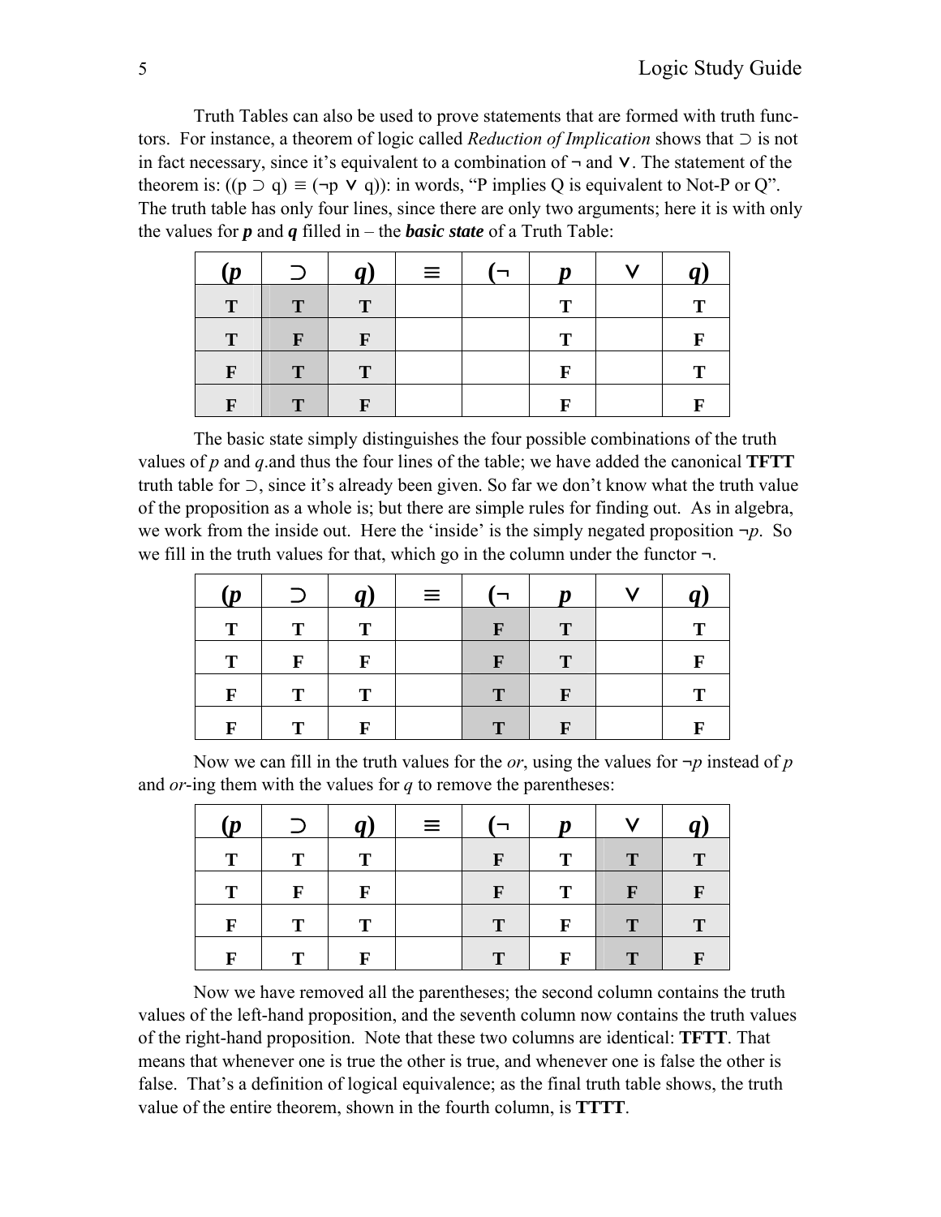Truth Tables can also be used to prove statements that are formed with truth functors. For instance, a theorem of logic called *Reduction of Implication* shows that ⊃ is not in fact necessary, since it's equivalent to a combination of ¬ and ∨. The statement of the theorem is: ((p ⊃ q) ≡ (¬p ∨ q)): in words, "P implies Q is equivalent to Not-P or Q". The truth table has only four lines, since there are only two arguments; here it is with only the values for ***p*** and ***q*** filled in – the ***basic state*** of a Truth Table:

| **(*p*** | **⊃** | ***q*)** | **≡** | **(¬** | ***p*** | **∨** | ***q*)** |
|---|---|---|---|---|---|---|---|
| **T** | **T** | **T** | | | **T** | | **T** |
| **T** | **F** | **F** | | | **T** | | **F** |
| **F** | **T** | **T** | | | **F** | | **T** |
| **F** | **T** | **F** | | | **F** | | **F** |

The basic state simply distinguishes the four possible combinations of the truth values of *p* and *q*.and thus the four lines of the table; we have added the canonical **TFTT** truth table for ⊃, since it's already been given. So far we don't know what the truth value of the proposition as a whole is; but there are simple rules for finding out. As in algebra, we work from the inside out. Here the 'inside' is the simply negated proposition ¬*p*. So we fill in the truth values for that, which go in the column under the functor ¬.

| **(*p*** | **⊃** | ***q*)** | **≡** | **(¬** | ***p*** | **∨** | ***q*)** |
|---|---|---|---|---|---|---|---|
| **T** | **T** | **T** | | **F** | **T** | | **T** |
| **T** | **F** | **F** | | **F** | **T** | | **F** |
| **F** | **T** | **T** | | **T** | **F** | | **T** |
| **F** | **T** | **F** | | **T** | **F** | | **F** |

Now we can fill in the truth values for the *or*, using the values for ¬*p* instead of *p* and *or*-ing them with the values for *q* to remove the parentheses:

| **(*p*** | **⊃** | ***q*)** | **≡** | **(¬** | ***p*** | **∨** | ***q*)** |
|---|---|---|---|---|---|---|---|
| **T** | **T** | **T** | | **F** | **T** | **T** | **T** |
| **T** | **F** | **F** | | **F** | **T** | **F** | **F** |
| **F** | **T** | **T** | | **T** | **F** | **T** | **T** |
| **F** | **T** | **F** | | **T** | **F** | **T** | **F** |

Now we have removed all the parentheses; the second column contains the truth values of the left-hand proposition, and the seventh column now contains the truth values of the right-hand proposition. Note that these two columns are identical: **TFTT**. That means that whenever one is true the other is true, and whenever one is false the other is false. That's a definition of logical equivalence; as the final truth table shows, the truth value of the entire theorem, shown in the fourth column, is **TTTT**.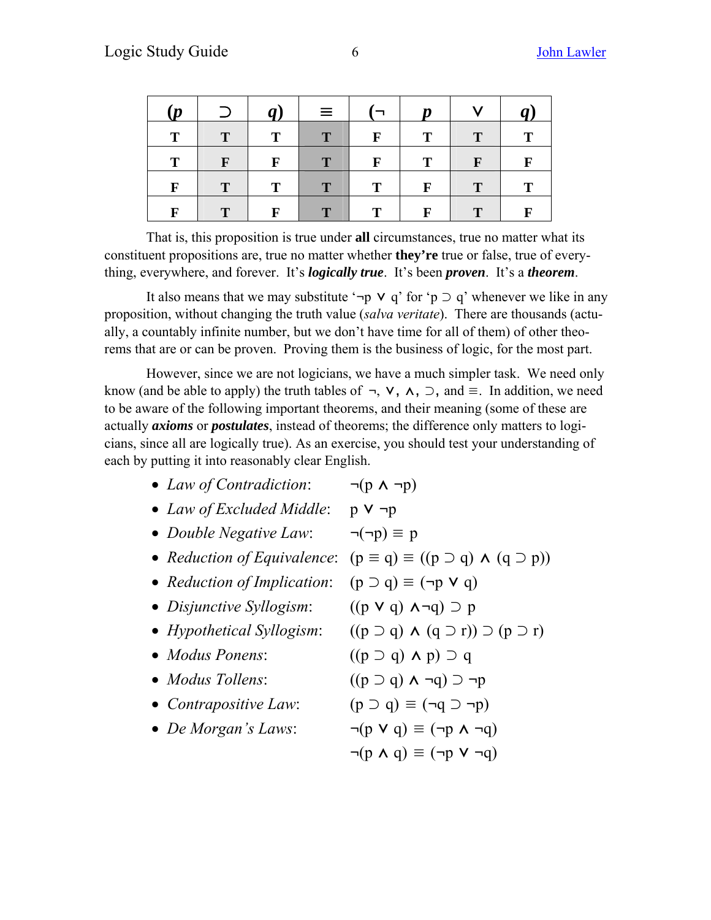| (*p* | ⊃ | *q*) | ≡ | (¬ | *p* | ∨ | *q*) |
|---|---|---|---|---|---|---|---|
| **T** | **T** | **T** | **T** | **F** | **T** | **T** | **T** |
| **T** | **F** | **F** | **T** | **F** | **T** | **F** | **F** |
| **F** | **T** | **T** | **T** | **T** | **F** | **T** | **T** |
| **F** | **T** | **F** | **T** | **T** | **F** | **T** | **F** |

That is, this proposition is true under **all** circumstances, true no matter what its constituent propositions are, true no matter whether **they're** true or false, true of everything, everywhere, and forever. It's ***logically true***. It's been ***proven***. It's a ***theorem***.

It also means that we may substitute '¬p ∨ q' for 'p ⊃ q' whenever we like in any proposition, without changing the truth value (*salva veritate*). There are thousands (actually, a countably infinite number, but we don't have time for all of them) of other theorems that are or can be proven. Proving them is the business of logic, for the most part.

However, since we are not logicians, we have a much simpler task. We need only know (and be able to apply) the truth tables of ¬, ∨, ∧, ⊃, and ≡. In addition, we need to be aware of the following important theorems, and their meaning (some of these are actually ***axioms*** or ***postulates***, instead of theorems; the difference only matters to logicians, since all are logically true). As an exercise, you should test your understanding of each by putting it into reasonably clear English.

- *Law of Contradiction*: ¬(p ∧ ¬p)
- *Law of Excluded Middle*: p ∨ ¬p
- *Double Negative Law*: ¬(¬p) ≡ p
- *Reduction of Equivalence*: (p ≡ q) ≡ ((p ⊃ q) ∧ (q ⊃ p))
- *Reduction of Implication*: (p ⊃ q) ≡ (¬p ∨ q)
- *Disjunctive Syllogism*: ((p ∨ q) ∧¬q) ⊃ p
- *Hypothetical Syllogism*: ((p ⊃ q) ∧ (q ⊃ r)) ⊃ (p ⊃ r)
- *Modus Ponens*: ((p ⊃ q) ∧ p) ⊃ q
- *Modus Tollens*: ((p ⊃ q) ∧ ¬q) ⊃ ¬p
- *Contrapositive Law*: (p ⊃ q) ≡ (¬q ⊃ ¬p)
- *De Morgan's Laws*: ¬(p ∨ q) ≡ (¬p ∧ ¬q)
  ¬(p ∧ q) ≡ (¬p ∨ ¬q)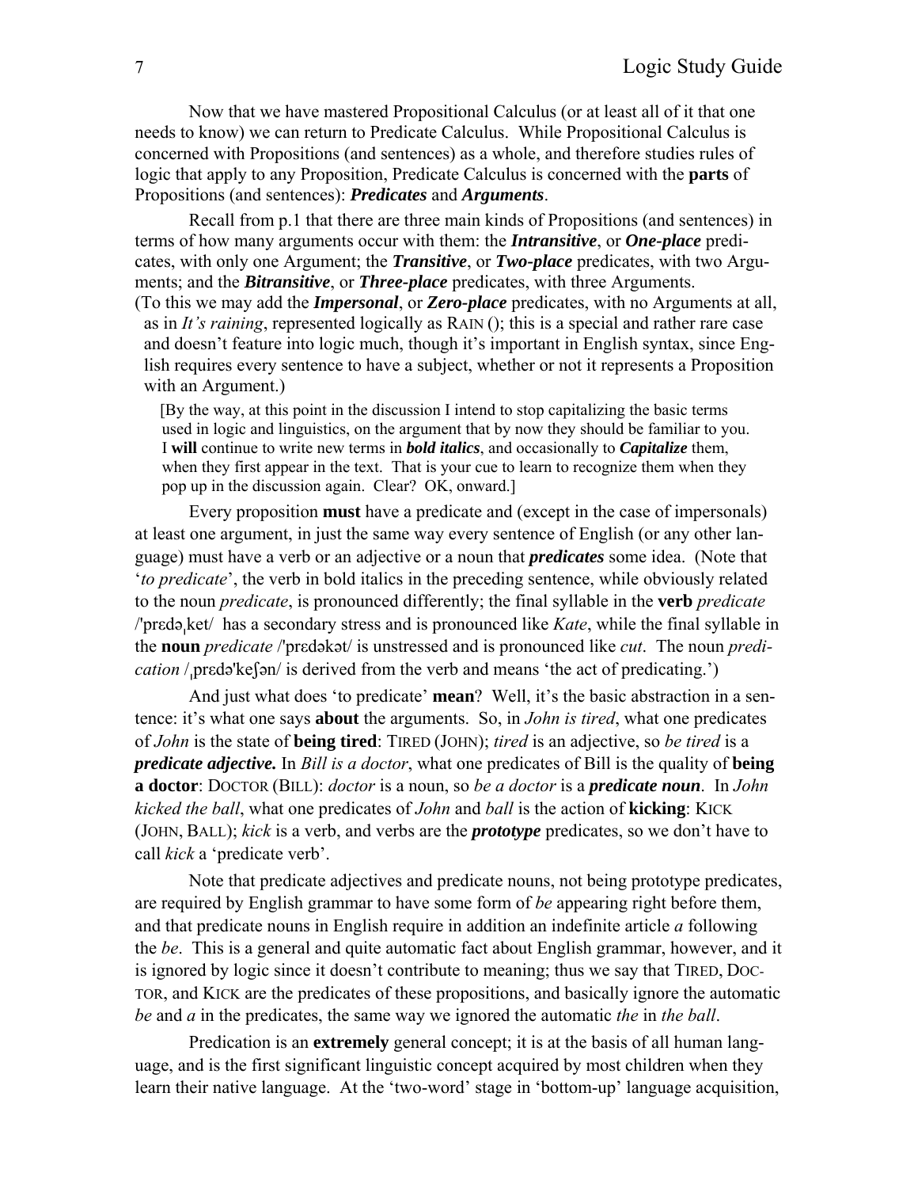Now that we have mastered Propositional Calculus (or at least all of it that one needs to know) we can return to Predicate Calculus. While Propositional Calculus is concerned with Propositions (and sentences) as a whole, and therefore studies rules of logic that apply to any Proposition, Predicate Calculus is concerned with the **parts** of Propositions (and sentences): ***Predicates*** and ***Arguments***.

Recall from p.1 that there are three main kinds of Propositions (and sentences) in terms of how many arguments occur with them: the ***Intransitive***, or ***One-place*** predicates, with only one Argument; the ***Transitive***, or ***Two-place*** predicates, with two Arguments; and the ***Bitransitive***, or ***Three-place*** predicates, with three Arguments. (To this we may add the ***Impersonal***, or ***Zero-place*** predicates, with no Arguments at all, as in *It's raining*, represented logically as RAIN (); this is a special and rather rare case and doesn't feature into logic much, though it's important in English syntax, since English requires every sentence to have a subject, whether or not it represents a Proposition with an Argument.)

[By the way, at this point in the discussion I intend to stop capitalizing the basic terms used in logic and linguistics, on the argument that by now they should be familiar to you. I **will** continue to write new terms in ***bold italics***, and occasionally to ***Capitalize*** them, when they first appear in the text. That is your cue to learn to recognize them when they pop up in the discussion again. Clear? OK, onward.]

Every proposition **must** have a predicate and (except in the case of impersonals) at least one argument, in just the same way every sentence of English (or any other language) must have a verb or an adjective or a noun that ***predicates*** some idea. (Note that '*to predicate*', the verb in bold italics in the preceding sentence, while obviously related to the noun *predicate*, is pronounced differently; the final syllable in the **verb** *predicate* /'prɛdəˌket/ has a secondary stress and is pronounced like *Kate*, while the final syllable in the **noun** *predicate* /'prɛdəkət/ is unstressed and is pronounced like *cut*. The noun *predication* /ˌprɛdə'keʃən/ is derived from the verb and means 'the act of predicating.')

And just what does 'to predicate' **mean**? Well, it's the basic abstraction in a sentence: it's what one says **about** the arguments. So, in *John is tired*, what one predicates of *John* is the state of **being tired**: TIRED (JOHN); *tired* is an adjective, so *be tired* is a ***predicate adjective.*** In *Bill is a doctor*, what one predicates of Bill is the quality of **being a doctor**: DOCTOR (BILL): *doctor* is a noun, so *be a doctor* is a ***predicate noun***. In *John kicked the ball*, what one predicates of *John* and *ball* is the action of **kicking**: KICK (JOHN, BALL); *kick* is a verb, and verbs are the ***prototype*** predicates, so we don't have to call *kick* a 'predicate verb'.

Note that predicate adjectives and predicate nouns, not being prototype predicates, are required by English grammar to have some form of *be* appearing right before them, and that predicate nouns in English require in addition an indefinite article *a* following the *be*. This is a general and quite automatic fact about English grammar, however, and it is ignored by logic since it doesn't contribute to meaning; thus we say that TIRED, DOCTOR, and KICK are the predicates of these propositions, and basically ignore the automatic *be* and *a* in the predicates, the same way we ignored the automatic *the* in *the ball*.

Predication is an **extremely** general concept; it is at the basis of all human language, and is the first significant linguistic concept acquired by most children when they learn their native language. At the 'two-word' stage in 'bottom-up' language acquisition,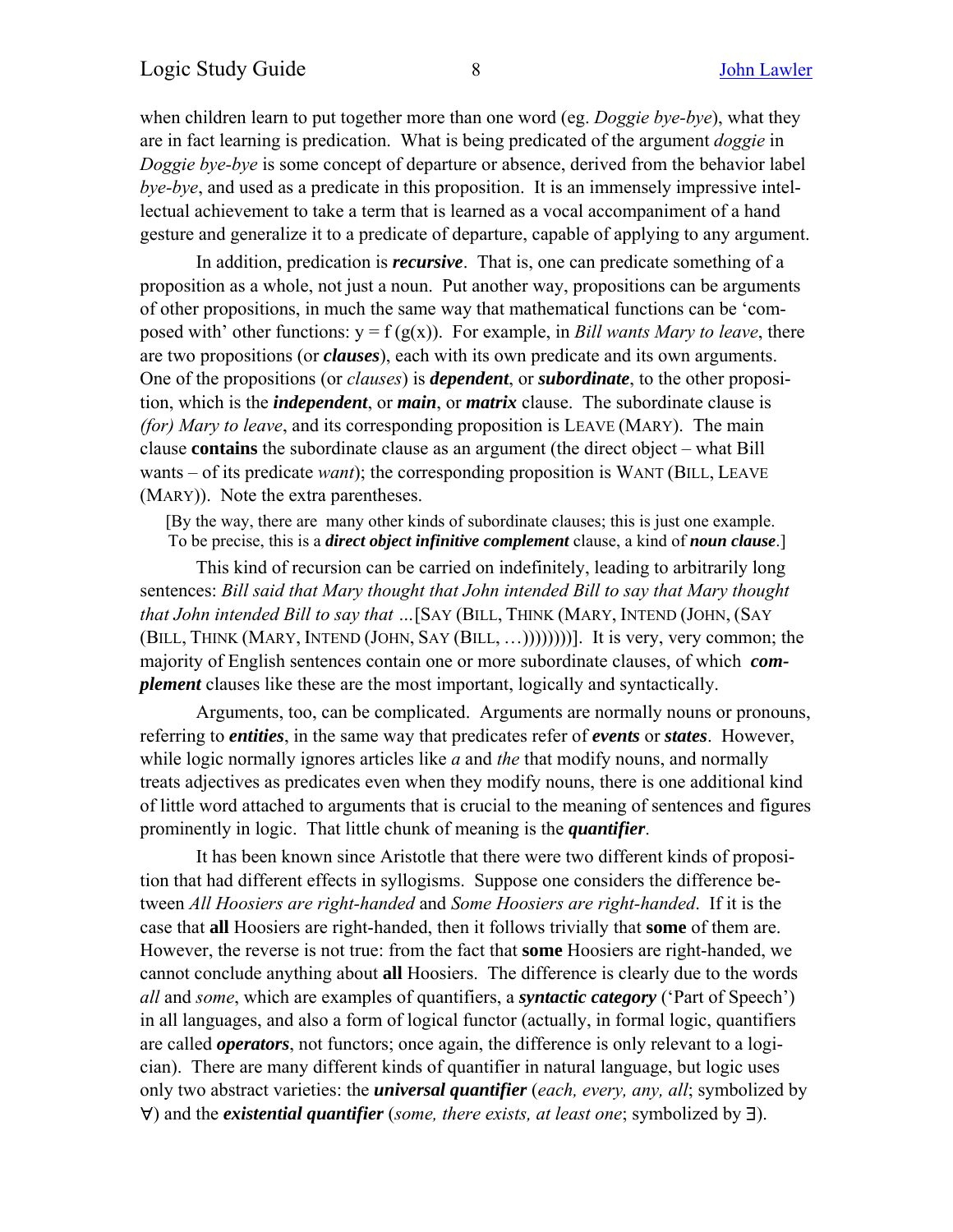when children learn to put together more than one word (eg. *Doggie bye-bye*), what they are in fact learning is predication. What is being predicated of the argument *doggie* in *Doggie bye-bye* is some concept of departure or absence, derived from the behavior label *bye-bye*, and used as a predicate in this proposition. It is an immensely impressive intellectual achievement to take a term that is learned as a vocal accompaniment of a hand gesture and generalize it to a predicate of departure, capable of applying to any argument.

In addition, predication is ***recursive***. That is, one can predicate something of a proposition as a whole, not just a noun. Put another way, propositions can be arguments of other propositions, in much the same way that mathematical functions can be 'composed with' other functions: $y = f(g(x))$. For example, in *Bill wants Mary to leave*, there are two propositions (or ***clauses***), each with its own predicate and its own arguments. One of the propositions (or *clauses*) is ***dependent***, or ***subordinate***, to the other proposition, which is the ***independent***, or ***main***, or ***matrix*** clause. The subordinate clause is *(for) Mary to leave*, and its corresponding proposition is LEAVE (MARY). The main clause **contains** the subordinate clause as an argument (the direct object – what Bill wants – of its predicate *want*); the corresponding proposition is WANT (BILL, LEAVE (MARY)). Note the extra parentheses.

[By the way, there are many other kinds of subordinate clauses; this is just one example. To be precise, this is a ***direct object infinitive complement*** clause, a kind of ***noun clause***.]

This kind of recursion can be carried on indefinitely, leading to arbitrarily long sentences: *Bill said that Mary thought that John intended Bill to say that Mary thought that John intended Bill to say that …*[SAY (BILL, THINK (MARY, INTEND (JOHN, (SAY (BILL, THINK (MARY, INTEND (JOHN, SAY (BILL, …))))))))]. It is very, very common; the majority of English sentences contain one or more subordinate clauses, of which ***complement*** clauses like these are the most important, logically and syntactically.

Arguments, too, can be complicated. Arguments are normally nouns or pronouns, referring to ***entities***, in the same way that predicates refer of ***events*** or ***states***. However, while logic normally ignores articles like *a* and *the* that modify nouns, and normally treats adjectives as predicates even when they modify nouns, there is one additional kind of little word attached to arguments that is crucial to the meaning of sentences and figures prominently in logic. That little chunk of meaning is the ***quantifier***.

It has been known since Aristotle that there were two different kinds of proposition that had different effects in syllogisms. Suppose one considers the difference between *All Hoosiers are right-handed* and *Some Hoosiers are right-handed*. If it is the case that **all** Hoosiers are right-handed, then it follows trivially that **some** of them are. However, the reverse is not true: from the fact that **some** Hoosiers are right-handed, we cannot conclude anything about **all** Hoosiers. The difference is clearly due to the words *all* and *some*, which are examples of quantifiers, a ***syntactic category*** ('Part of Speech') in all languages, and also a form of logical functor (actually, in formal logic, quantifiers are called ***operators***, not functors; once again, the difference is only relevant to a logician). There are many different kinds of quantifier in natural language, but logic uses only two abstract varieties: the ***universal quantifier*** (*each, every, any, all*; symbolized by $\forall$) and the ***existential quantifier*** (*some, there exists, at least one*; symbolized by $\exists$).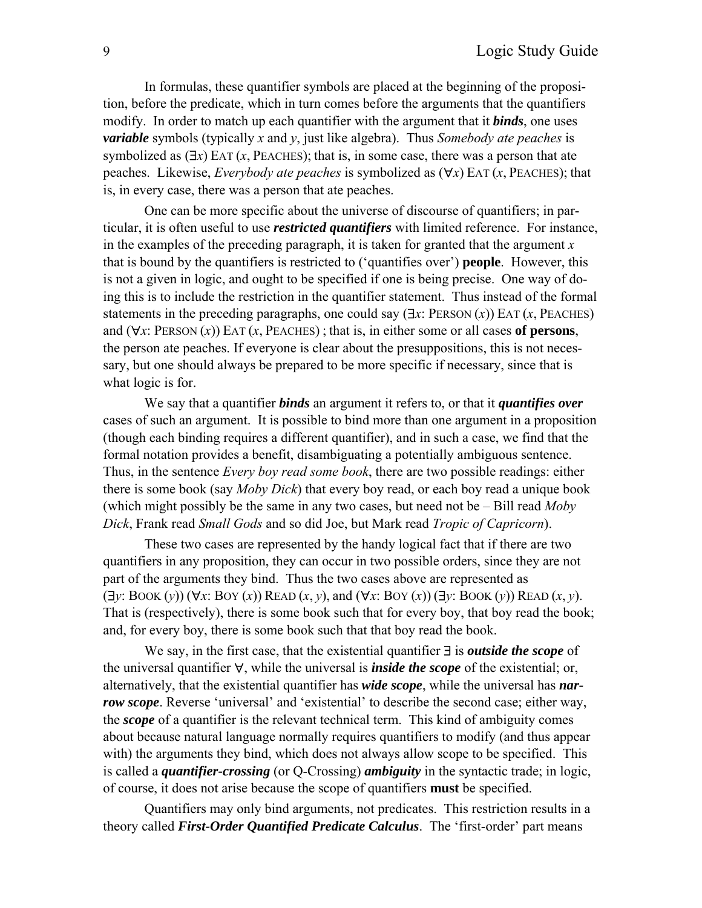In formulas, these quantifier symbols are placed at the beginning of the proposition, before the predicate, which in turn comes before the arguments that the quantifiers modify. In order to match up each quantifier with the argument that it ***binds***, one uses ***variable*** symbols (typically $x$ and $y$, just like algebra). Thus *Somebody ate peaches* is symbolized as $(\exists x)$ EAT ($x$, PEACHES); that is, in some case, there was a person that ate peaches. Likewise, *Everybody ate peaches* is symbolized as $(\forall x)$ EAT ($x$, PEACHES); that is, in every case, there was a person that ate peaches.

One can be more specific about the universe of discourse of quantifiers; in particular, it is often useful to use ***restricted quantifiers*** with limited reference. For instance, in the examples of the preceding paragraph, it is taken for granted that the argument $x$ that is bound by the quantifiers is restricted to ('quantifies over') **people**. However, this is not a given in logic, and ought to be specified if one is being precise. One way of doing this is to include the restriction in the quantifier statement. Thus instead of the formal statements in the preceding paragraphs, one could say $(\exists x$: PERSON $(x))$ EAT ($x$, PEACHES) and $(\forall x$: PERSON $(x))$ EAT ($x$, PEACHES) ; that is, in either some or all cases **of persons**, the person ate peaches. If everyone is clear about the presuppositions, this is not necessary, but one should always be prepared to be more specific if necessary, since that is what logic is for.

We say that a quantifier ***binds*** an argument it refers to, or that it ***quantifies over*** cases of such an argument. It is possible to bind more than one argument in a proposition (though each binding requires a different quantifier), and in such a case, we find that the formal notation provides a benefit, disambiguating a potentially ambiguous sentence. Thus, in the sentence *Every boy read some book*, there are two possible readings: either there is some book (say *Moby Dick*) that every boy read, or each boy read a unique book (which might possibly be the same in any two cases, but need not be – Bill read *Moby Dick*, Frank read *Small Gods* and so did Joe, but Mark read *Tropic of Capricorn*).

These two cases are represented by the handy logical fact that if there are two quantifiers in any proposition, they can occur in two possible orders, since they are not part of the arguments they bind. Thus the two cases above are represented as $(\exists y$: BOOK $(y))$ $(\forall x$: BOY $(x))$ READ $(x, y)$, and $(\forall x$: BOY $(x))$ $(\exists y$: BOOK $(y))$ READ $(x, y)$. That is (respectively), there is some book such that for every boy, that boy read the book; and, for every boy, there is some book such that that boy read the book.

We say, in the first case, that the existential quantifier $\exists$ is ***outside the scope*** of the universal quantifier $\forall$, while the universal is ***inside the scope*** of the existential; or, alternatively, that the existential quantifier has ***wide scope***, while the universal has ***narrow scope***. Reverse 'universal' and 'existential' to describe the second case; either way, the ***scope*** of a quantifier is the relevant technical term. This kind of ambiguity comes about because natural language normally requires quantifiers to modify (and thus appear with) the arguments they bind, which does not always allow scope to be specified. This is called a ***quantifier-crossing*** (or Q-Crossing) ***ambiguity*** in the syntactic trade; in logic, of course, it does not arise because the scope of quantifiers **must** be specified.

Quantifiers may only bind arguments, not predicates. This restriction results in a theory called ***First-Order Quantified Predicate Calculus***. The 'first-order' part means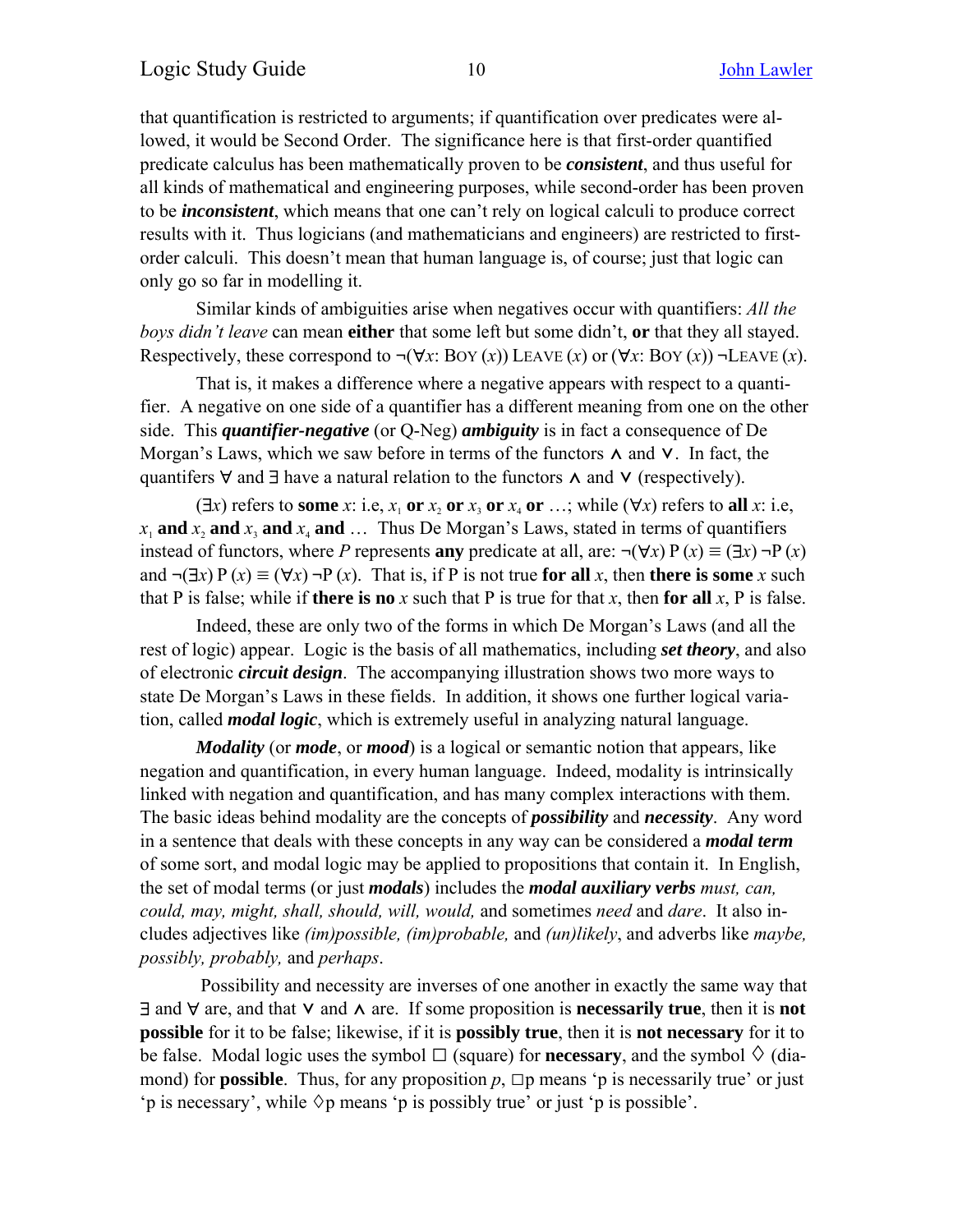that quantification is restricted to arguments; if quantification over predicates were allowed, it would be Second Order. The significance here is that first-order quantified predicate calculus has been mathematically proven to be ***consistent***, and thus useful for all kinds of mathematical and engineering purposes, while second-order has been proven to be ***inconsistent***, which means that one can't rely on logical calculi to produce correct results with it. Thus logicians (and mathematicians and engineers) are restricted to first-order calculi. This doesn't mean that human language is, of course; just that logic can only go so far in modelling it.

Similar kinds of ambiguities arise when negatives occur with quantifiers: *All the boys didn't leave* can mean **either** that some left but some didn't, **or** that they all stayed. Respectively, these correspond to $\neg(\forall x\text{: BOY}(x))\ \text{LEAVE}(x)$ or $(\forall x\text{: BOY}(x))\ \neg\text{LEAVE}(x)$.

That is, it makes a difference where a negative appears with respect to a quantifier. A negative on one side of a quantifier has a different meaning from one on the other side. This ***quantifier-negative*** (or Q-Neg) ***ambiguity*** is in fact a consequence of De Morgan's Laws, which we saw before in terms of the functors $\wedge$ and $\vee$. In fact, the quantifiers $\forall$ and $\exists$ have a natural relation to the functors $\wedge$ and $\vee$ (respectively).

$(\exists x)$ refers to **some** $x$: i.e, $x_1$ **or** $x_2$ **or** $x_3$ **or** $x_4$ **or** …; while $(\forall x)$ refers to **all** $x$: i.e, $x_1$ **and** $x_2$ **and** $x_3$ **and** $x_4$ **and** … Thus De Morgan's Laws, stated in terms of quantifiers instead of functors, where *P* represents **any** predicate at all, are: $\neg(\forall x)\ P(x) \equiv (\exists x)\ \neg P(x)$ and $\neg(\exists x)\ P(x) \equiv (\forall x)\ \neg P(x)$. That is, if P is not true **for all** $x$, then **there is some** $x$ such that P is false; while if **there is no** $x$ such that P is true for that $x$, then **for all** $x$, P is false.

Indeed, these are only two of the forms in which De Morgan's Laws (and all the rest of logic) appear. Logic is the basis of all mathematics, including ***set theory***, and also of electronic ***circuit design***. The accompanying illustration shows two more ways to state De Morgan's Laws in these fields. In addition, it shows one further logical variation, called ***modal logic***, which is extremely useful in analyzing natural language.

***Modality*** (or ***mode***, or ***mood***) is a logical or semantic notion that appears, like negation and quantification, in every human language. Indeed, modality is intrinsically linked with negation and quantification, and has many complex interactions with them. The basic ideas behind modality are the concepts of ***possibility*** and ***necessity***. Any word in a sentence that deals with these concepts in any way can be considered a ***modal term*** of some sort, and modal logic may be applied to propositions that contain it. In English, the set of modal terms (or just ***modals***) includes the ***modal auxiliary verbs*** *must, can, could, may, might, shall, should, will, would,* and sometimes *need* and *dare*. It also includes adjectives like *(im)possible, (im)probable,* and *(un)likely*, and adverbs like *maybe, possibly, probably,* and *perhaps*.

Possibility and necessity are inverses of one another in exactly the same way that $\exists$ and $\forall$ are, and that $\vee$ and $\wedge$ are. If some proposition is **necessarily true**, then it is **not possible** for it to be false; likewise, if it is **possibly true**, then it is **not necessary** for it to be false. Modal logic uses the symbol $\Box$ (square) for **necessary**, and the symbol $\Diamond$ (diamond) for **possible**. Thus, for any proposition $p$, $\Box$p means 'p is necessarily true' or just 'p is necessary', while $\Diamond$p means 'p is possibly true' or just 'p is possible'.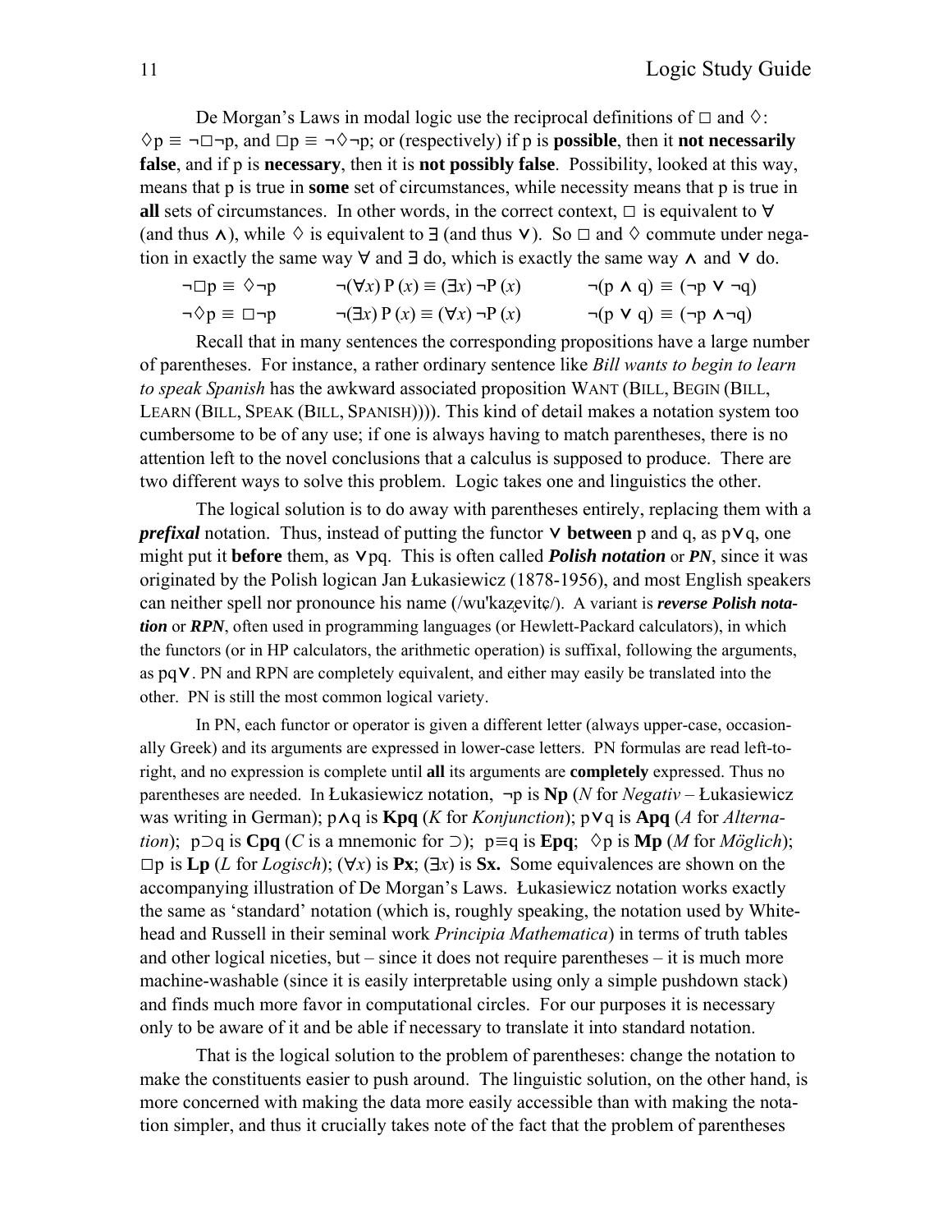De Morgan's Laws in modal logic use the reciprocal definitions of □ and ◊: ◊p ≡ ¬□¬p, and □p ≡ ¬◊¬p; or (respectively) if p is **possible**, then it **not necessarily false**, and if p is **necessary**, then it is **not possibly false**. Possibility, looked at this way, means that p is true in **some** set of circumstances, while necessity means that p is true in **all** sets of circumstances. In other words, in the correct context, □ is equivalent to ∀ (and thus ∧), while ◊ is equivalent to ∃ (and thus ∨). So □ and ◊ commute under negation in exactly the same way ∀ and ∃ do, which is exactly the same way ∧ and ∨ do.

| | | |
|---|---|---|
| ¬□p ≡ ◊¬p | ¬(∀*x*) P (*x*) ≡ (∃*x*) ¬P (*x*) | ¬(p ∧ q) ≡ (¬p ∨ ¬q) |
| ¬◊p ≡ □¬p | ¬(∃*x*) P (*x*) ≡ (∀*x*) ¬P (*x*) | ¬(p ∨ q) ≡ (¬p ∧¬q) |

Recall that in many sentences the corresponding propositions have a large number of parentheses. For instance, a rather ordinary sentence like *Bill wants to begin to learn to speak Spanish* has the awkward associated proposition WANT (BILL, BEGIN (BILL, LEARN (BILL, SPEAK (BILL, SPANISH)))). This kind of detail makes a notation system too cumbersome to be of any use; if one is always having to match parentheses, there is no attention left to the novel conclusions that a calculus is supposed to produce. There are two different ways to solve this problem. Logic takes one and linguistics the other.

The logical solution is to do away with parentheses entirely, replacing them with a ***prefixal*** notation. Thus, instead of putting the functor ∨ **between** p and q, as p∨q, one might put it **before** them, as ∨pq. This is often called ***Polish notation*** or ***PN***, since it was originated by the Polish logican Jan Łukasiewicz (1878-1956), and most English speakers can neither spell nor pronounce his name (/wu'kaz̧evitç/). A variant is ***reverse Polish notation*** or ***RPN***, often used in programming languages (or Hewlett-Packard calculators), in which the functors (or in HP calculators, the arithmetic operation) is suffixal, following the arguments, as pq∨. PN and RPN are completely equivalent, and either may easily be translated into the other. PN is still the most common logical variety.

In PN, each functor or operator is given a different letter (always upper-case, occasionally Greek) and its arguments are expressed in lower-case letters. PN formulas are read left-to-right, and no expression is complete until **all** its arguments are **completely** expressed. Thus no parentheses are needed. In Łukasiewicz notation, ¬p is **Np** (*N* for *Negativ* – Łukasiewicz was writing in German); p∧q is **Kpq** (*K* for *Konjunction*); p∨q is **Apq** (*A* for *Alternation*); p⊃q is **Cpq** (*C* is a mnemonic for ⊃); p≡q is **Epq**; ◊p is **Mp** (*M* for *Möglich*); □p is **Lp** (*L* for *Logisch*); (∀*x*) is **Px**; (∃*x*) is **Sx.** Some equivalences are shown on the accompanying illustration of De Morgan's Laws. Łukasiewicz notation works exactly the same as 'standard' notation (which is, roughly speaking, the notation used by Whitehead and Russell in their seminal work *Principia Mathematica*) in terms of truth tables and other logical niceties, but – since it does not require parentheses – it is much more machine-washable (since it is easily interpretable using only a simple pushdown stack) and finds much more favor in computational circles. For our purposes it is necessary only to be aware of it and be able if necessary to translate it into standard notation.

That is the logical solution to the problem of parentheses: change the notation to make the constituents easier to push around. The linguistic solution, on the other hand, is more concerned with making the data more easily accessible than with making the notation simpler, and thus it crucially takes note of the fact that the problem of parentheses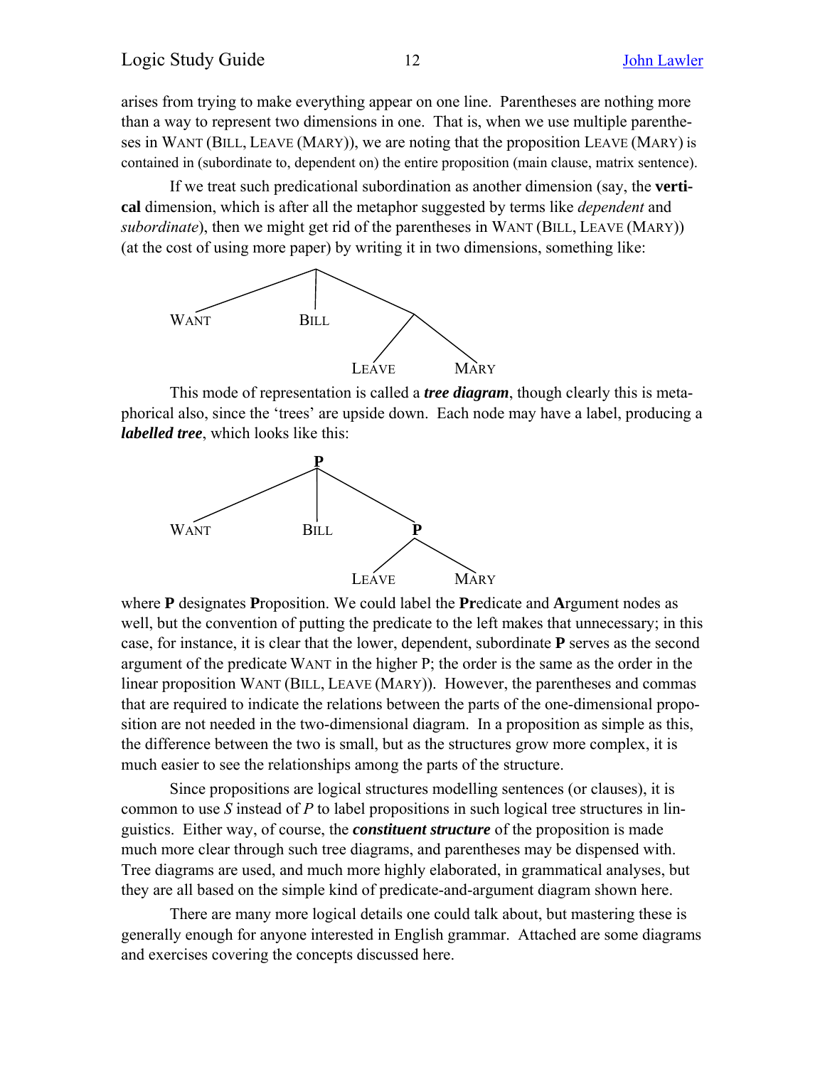arises from trying to make everything appear on one line. Parentheses are nothing more than a way to represent two dimensions in one. That is, when we use multiple parentheses in WANT (BILL, LEAVE (MARY)), we are noting that the proposition LEAVE (MARY) is contained in (subordinate to, dependent on) the entire proposition (main clause, matrix sentence).

If we treat such predicational subordination as another dimension (say, the **vertical** dimension, which is after all the metaphor suggested by terms like *dependent* and *subordinate*), then we might get rid of the parentheses in WANT (BILL, LEAVE (MARY)) (at the cost of using more paper) by writing it in two dimensions, something like:

```
              /|\
             / | \
            /  |  \
        WANT  BILL  /\
                   /  \
               LEAVE  MARY
```

This mode of representation is called a ***tree diagram***, though clearly this is metaphorical also, since the 'trees' are upside down. Each node may have a label, producing a ***labelled tree***, which looks like this:

```
               P
              /|\
             / | \
            /  |  \
        WANT  BILL  P
                   / \
                  /   \
              LEAVE   MARY
```

where **P** designates **P**roposition. We could label the **Pr**edicate and **A**rgument nodes as well, but the convention of putting the predicate to the left makes that unnecessary; in this case, for instance, it is clear that the lower, dependent, subordinate **P** serves as the second argument of the predicate WANT in the higher P; the order is the same as the order in the linear proposition WANT (BILL, LEAVE (MARY)). However, the parentheses and commas that are required to indicate the relations between the parts of the one-dimensional proposition are not needed in the two-dimensional diagram. In a proposition as simple as this, the difference between the two is small, but as the structures grow more complex, it is much easier to see the relationships among the parts of the structure.

Since propositions are logical structures modelling sentences (or clauses), it is common to use *S* instead of *P* to label propositions in such logical tree structures in linguistics. Either way, of course, the ***constituent structure*** of the proposition is made much more clear through such tree diagrams, and parentheses may be dispensed with. Tree diagrams are used, and much more highly elaborated, in grammatical analyses, but they are all based on the simple kind of predicate-and-argument diagram shown here.

There are many more logical details one could talk about, but mastering these is generally enough for anyone interested in English grammar. Attached are some diagrams and exercises covering the concepts discussed here.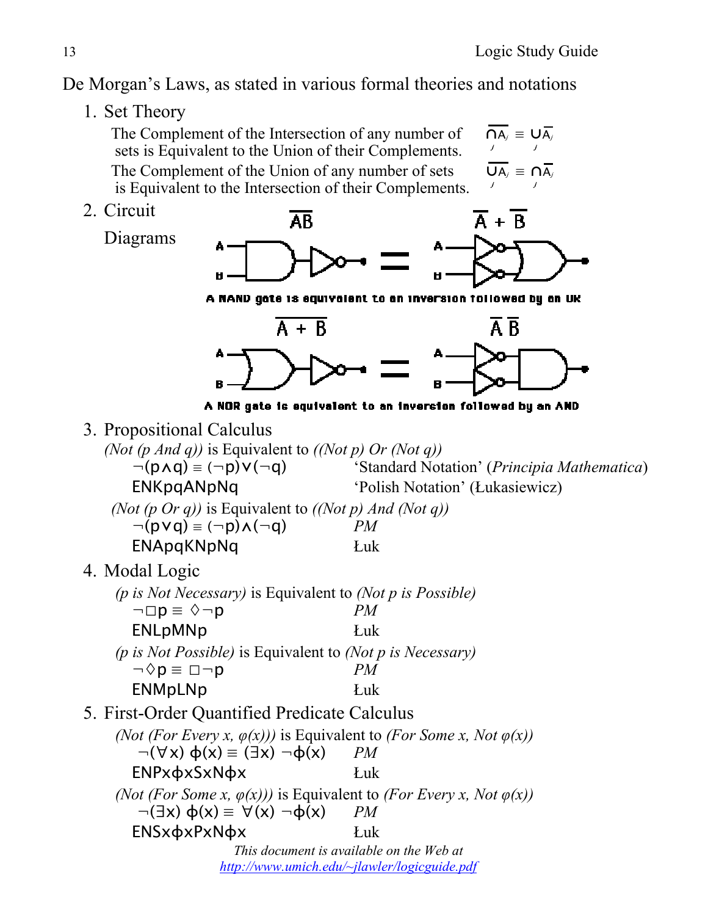De Morgan's Laws, as stated in various formal theories and notations

1. Set Theory

   The Complement of the Intersection of any number of sets is Equivalent to the Union of their Complements. $\overline{\bigcap_j A_j} \equiv \bigcup_j \overline{A_j}$

   The Complement of the Union of any number of sets is Equivalent to the Intersection of their Complements. $\overline{\bigcup_j A_j} \equiv \bigcap_j \overline{A_j}$

2. Circuit Diagrams

   $\overline{AB}$ = $\overline{A} + \overline{B}$

   A NAND gate is equivalent to an inversion followed by an OR

   $\overline{A + B}$ = $\overline{A}\,\overline{B}$

   A NOR gate is equivalent to an inversion followed by an AND

3. Propositional Calculus

   *(Not (p And q))* is Equivalent to *((Not p) Or (Not q))*

   | | |
   |---|---|
   | $\neg(p \wedge q) \equiv (\neg p) \vee (\neg q)$ | 'Standard Notation' (*Principia Mathematica*) |
   | ENKpqANpNq | 'Polish Notation' (Łukasiewicz) |

   *(Not (p Or q))* is Equivalent to *((Not p) And (Not q))*

   | | |
   |---|---|
   | $\neg(p \vee q) \equiv (\neg p) \wedge (\neg q)$ | *PM* |
   | ENApqKNpNq | Łuk |

4. Modal Logic

   *(p is Not Necessary)* is Equivalent to *(Not p is Possible)*

   | | |
   |---|---|
   | $\neg\Box p \equiv \Diamond\neg p$ | *PM* |
   | ENLpMNp | Łuk |

   *(p is Not Possible)* is Equivalent to *(Not p is Necessary)*

   | | |
   |---|---|
   | $\neg\Diamond p \equiv \Box\neg p$ | *PM* |
   | ENMpLNp | Łuk |

5. First-Order Quantified Predicate Calculus

   *(Not (For Every x, φ(x)))* is Equivalent to *(For Some x, Not φ(x))*

   | | |
   |---|---|
   | $\neg(\forall x)\ \phi(x) \equiv (\exists x)\ \neg\phi(x)$ | *PM* |
   | ENPxϕxSxNϕx | Łuk |

   *(Not (For Some x, φ(x)))* is Equivalent to *(For Every x, Not φ(x))*

   | | |
   |---|---|
   | $\neg(\exists x)\ \phi(x) \equiv \forall(x)\ \neg\phi(x)$ | *PM* |
   | ENSxϕxPxNϕx | Łuk |

*This document is available on the Web at*
http://www.umich.edu/~jlawler/logicguide.pdf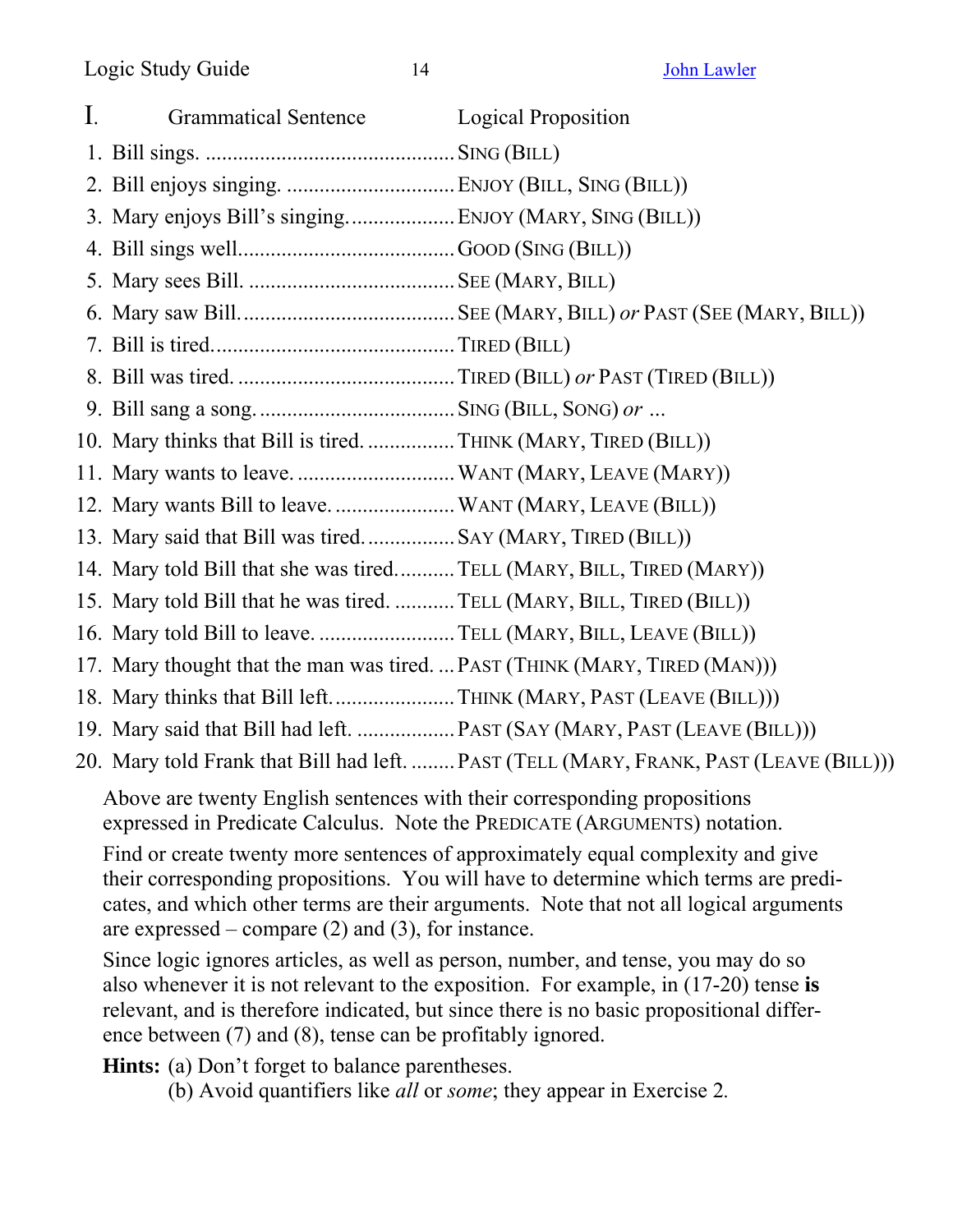## I.

| | Grammatical Sentence | Logical Proposition |
|---|---|---|
| 1. | Bill sings. | SING (BILL) |
| 2. | Bill enjoys singing. | ENJOY (BILL, SING (BILL)) |
| 3. | Mary enjoys Bill's singing. | ENJOY (MARY, SING (BILL)) |
| 4. | Bill sings well. | GOOD (SING (BILL)) |
| 5. | Mary sees Bill. | SEE (MARY, BILL) |
| 6. | Mary saw Bill. | SEE (MARY, BILL) *or* PAST (SEE (MARY, BILL)) |
| 7. | Bill is tired. | TIRED (BILL) |
| 8. | Bill was tired. | TIRED (BILL) *or* PAST (TIRED (BILL)) |
| 9. | Bill sang a song. | SING (BILL, SONG) *or* ... |
| 10. | Mary thinks that Bill is tired. | THINK (MARY, TIRED (BILL)) |
| 11. | Mary wants to leave. | WANT (MARY, LEAVE (MARY)) |
| 12. | Mary wants Bill to leave. | WANT (MARY, LEAVE (BILL)) |
| 13. | Mary said that Bill was tired. | SAY (MARY, TIRED (BILL)) |
| 14. | Mary told Bill that she was tired. | TELL (MARY, BILL, TIRED (MARY)) |
| 15. | Mary told Bill that he was tired. | TELL (MARY, BILL, TIRED (BILL)) |
| 16. | Mary told Bill to leave. | TELL (MARY, BILL, LEAVE (BILL)) |
| 17. | Mary thought that the man was tired. | PAST (THINK (MARY, TIRED (MAN))) |
| 18. | Mary thinks that Bill left. | THINK (MARY, PAST (LEAVE (BILL))) |
| 19. | Mary said that Bill had left. | PAST (SAY (MARY, PAST (LEAVE (BILL))) |
| 20. | Mary told Frank that Bill had left. | PAST (TELL (MARY, FRANK, PAST (LEAVE (BILL))) |

Above are twenty English sentences with their corresponding propositions expressed in Predicate Calculus. Note the PREDICATE (ARGUMENTS) notation.

Find or create twenty more sentences of approximately equal complexity and give their corresponding propositions. You will have to determine which terms are predicates, and which other terms are their arguments. Note that not all logical arguments are expressed – compare (2) and (3), for instance.

Since logic ignores articles, as well as person, number, and tense, you may do so also whenever it is not relevant to the exposition. For example, in (17-20) tense **is** relevant, and is therefore indicated, but since there is no basic propositional difference between (7) and (8), tense can be profitably ignored.

**Hints:** (a) Don't forget to balance parentheses.
(b) Avoid quantifiers like *all* or *some*; they appear in Exercise 2.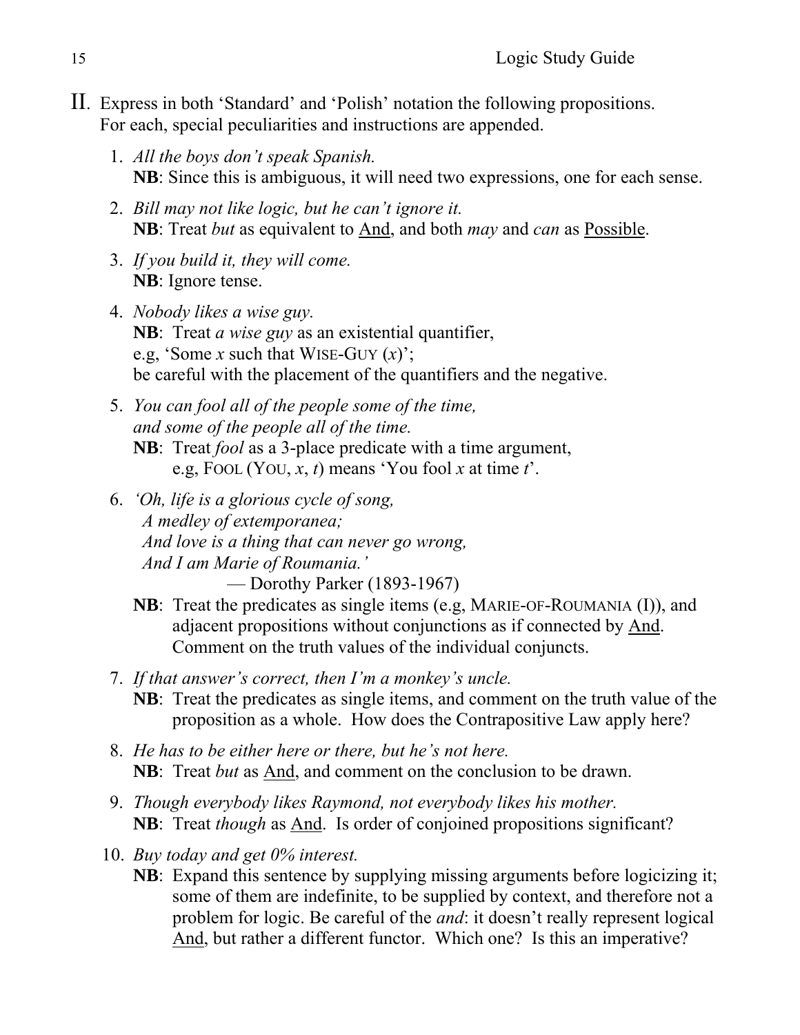II. Express in both 'Standard' and 'Polish' notation the following propositions. For each, special peculiarities and instructions are appended.

1. *All the boys don't speak Spanish.*
   **NB**: Since this is ambiguous, it will need two expressions, one for each sense.

2. *Bill may not like logic, but he can't ignore it.*
   **NB**: Treat *but* as equivalent to <u>And</u>, and both *may* and *can* as <u>Possible</u>.

3. *If you build it, they will come.*
   **NB**: Ignore tense.

4. *Nobody likes a wise guy.*
   **NB**: Treat *a wise guy* as an existential quantifier, e.g, 'Some *x* such that WISE-GUY (*x*)'; be careful with the placement of the quantifiers and the negative.

5. *You can fool all of the people some of the time, and some of the people all of the time.*
   **NB**: Treat *fool* as a 3-place predicate with a time argument, e.g, FOOL (YOU, *x*, *t*) means 'You fool *x* at time *t*'.

6. *'Oh, life is a glorious cycle of song,*
   *A medley of extemporanea;*
   *And love is a thing that can never go wrong,*
   *And I am Marie of Roumania.'*
   — Dorothy Parker (1893-1967)
   **NB**: Treat the predicates as single items (e.g, MARIE-OF-ROUMANIA (I)), and adjacent propositions without conjunctions as if connected by <u>And</u>. Comment on the truth values of the individual conjuncts.

7. *If that answer's correct, then I'm a monkey's uncle.*
   **NB**: Treat the predicates as single items, and comment on the truth value of the proposition as a whole. How does the Contrapositive Law apply here?

8. *He has to be either here or there, but he's not here.*
   **NB**: Treat *but* as <u>And</u>, and comment on the conclusion to be drawn.

9. *Though everybody likes Raymond, not everybody likes his mother.*
   **NB**: Treat *though* as <u>And</u>. Is order of conjoined propositions significant?

10. *Buy today and get 0% interest.*
    **NB**: Expand this sentence by supplying missing arguments before logicizing it; some of them are indefinite, to be supplied by context, and therefore not a problem for logic. Be careful of the *and*: it doesn't really represent logical <u>And</u>, but rather a different functor. Which one? Is this an imperative?